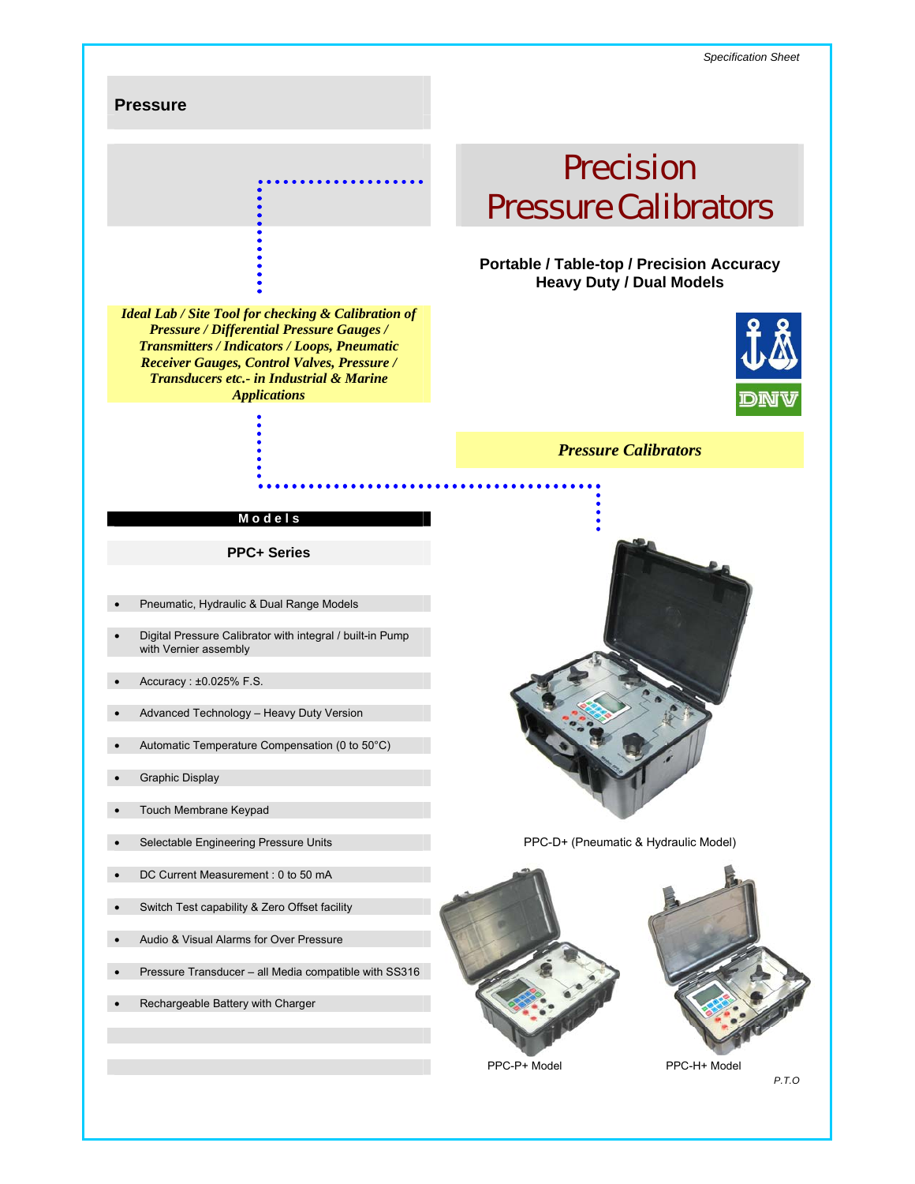Specification Sheet

## Pressure

# Precision Pressure Calibrators

**Portable / Table-top / Precision Accuracy**
**Heavy Duty / Dual Models**

***Ideal Lab / Site Tool for checking & Calibration of Pressure / Differential Pressure Gauges / Transmitters / Indicators / Loops, Pneumatic Receiver Gauges, Control Valves, Pressure / Transducers etc.- in Industrial & Marine Applications***

DNV

***Pressure Calibrators***

**Models**

### PPC+ Series

- Pneumatic, Hydraulic & Dual Range Models
- Digital Pressure Calibrator with integral / built-in Pump with Vernier assembly
- Accuracy : ±0.025% F.S.
- Advanced Technology – Heavy Duty Version
- Automatic Temperature Compensation (0 to 50°C)
- Graphic Display
- Touch Membrane Keypad
- Selectable Engineering Pressure Units
- DC Current Measurement : 0 to 50 mA
- Switch Test capability & Zero Offset facility
- Audio & Visual Alarms for Over Pressure
- Pressure Transducer – all Media compatible with SS316
- Rechargeable Battery with Charger

PPC-D+ (Pneumatic & Hydraulic Model)

PPC-P+ Model

PPC-H+ Model

*P.T.O*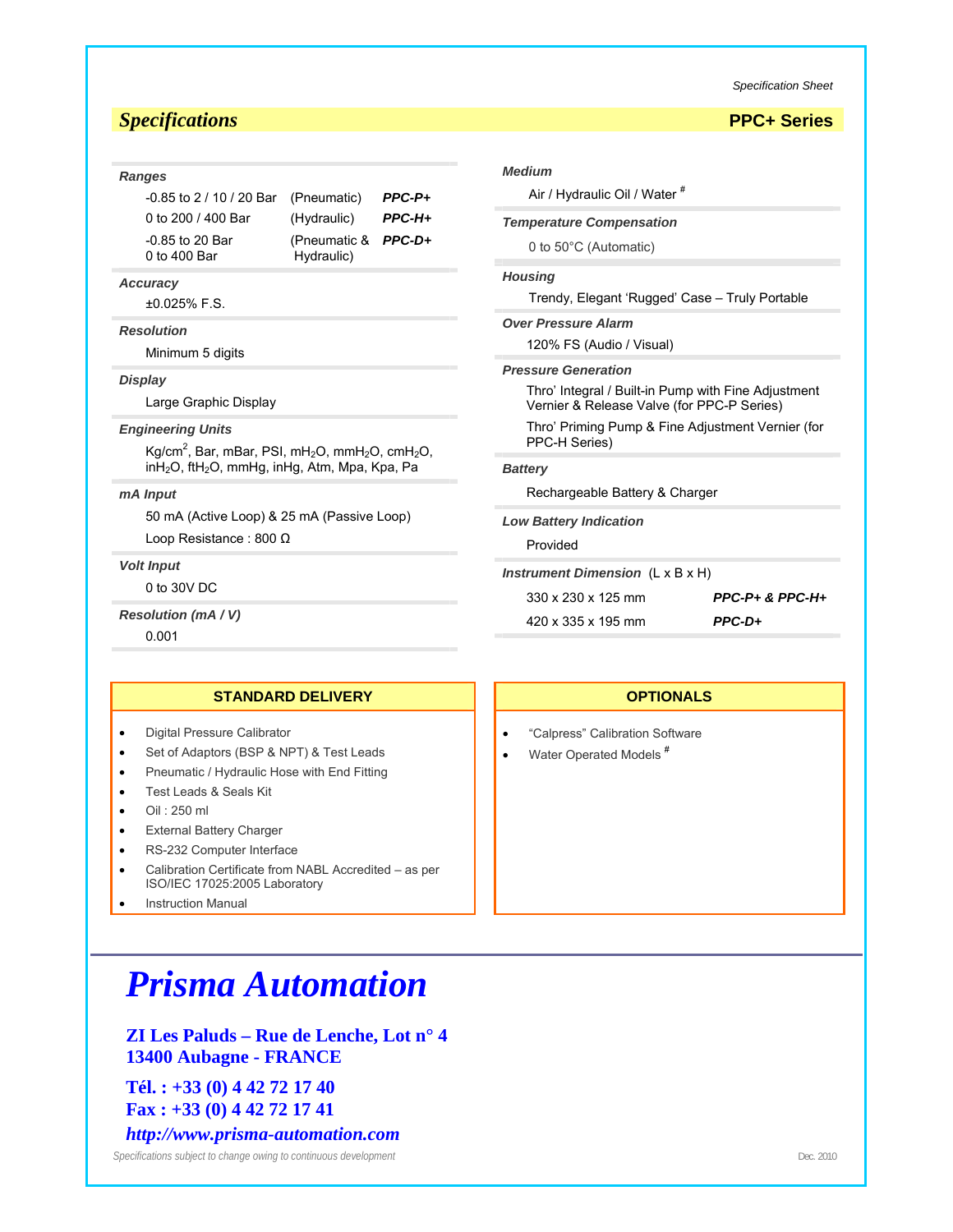Specification Sheet

## *Specifications* — PPC+ Series

***Ranges***

| | | |
|---|---|---|
| -0.85 to 2 / 10 / 20 Bar | (Pneumatic) | ***PPC-P+*** |
| 0 to 200 / 400 Bar | (Hydraulic) | ***PPC-H+*** |
| -0.85 to 20 Bar<br>0 to 400 Bar | (Pneumatic & Hydraulic) | ***PPC-D+*** |

***Accuracy***

±0.025% F.S.

***Resolution***

Minimum 5 digits

***Display***

Large Graphic Display

***Engineering Units***

Kg/cm$^2$, Bar, mBar, PSI, $mH_2O$, $mmH_2O$, $cmH_2O$, $inH_2O$, $ftH_2O$, mmHg, inHg, Atm, Mpa, Kpa, Pa

***mA Input***

50 mA (Active Loop) & 25 mA (Passive Loop)

Loop Resistance : 800 Ω

***Volt Input***

0 to 30V DC

***Resolution (mA / V)***

0.001

***Medium***

Air / Hydraulic Oil / Water #

***Temperature Compensation***

0 to 50°C (Automatic)

***Housing***

Trendy, Elegant 'Rugged' Case – Truly Portable

***Over Pressure Alarm***

120% FS (Audio / Visual)

***Pressure Generation***

Thro' Integral / Built-in Pump with Fine Adjustment Vernier & Release Valve (for PPC-P Series)

Thro' Priming Pump & Fine Adjustment Vernier (for PPC-H Series)

***Battery***

Rechargeable Battery & Charger

***Low Battery Indication***

Provided

***Instrument Dimension*** (L x B x H)

| | |
|---|---|
| 330 x 230 x 125 mm | ***PPC-P+ & PPC-H+*** |
| 420 x 335 x 195 mm | ***PPC-D+*** |

### STANDARD DELIVERY

- Digital Pressure Calibrator
- Set of Adaptors (BSP & NPT) & Test Leads
- Pneumatic / Hydraulic Hose with End Fitting
- Test Leads & Seals Kit
- Oil : 250 ml
- External Battery Charger
- RS-232 Computer Interface
- Calibration Certificate from NABL Accredited – as per ISO/IEC 17025:2005 Laboratory
- Instruction Manual

### OPTIONALS

- "Calpress" Calibration Software
- Water Operated Models #

# *Prisma Automation*

**ZI Les Paluds – Rue de Lenche, Lot n° 4**
**13400 Aubagne - FRANCE**

**Tél. : +33 (0) 4 42 72 17 40**
**Fax : +33 (0) 4 42 72 17 41**

***http://www.prisma-automation.com***

*Specifications subject to change owing to continuous development*

Dec. 2010